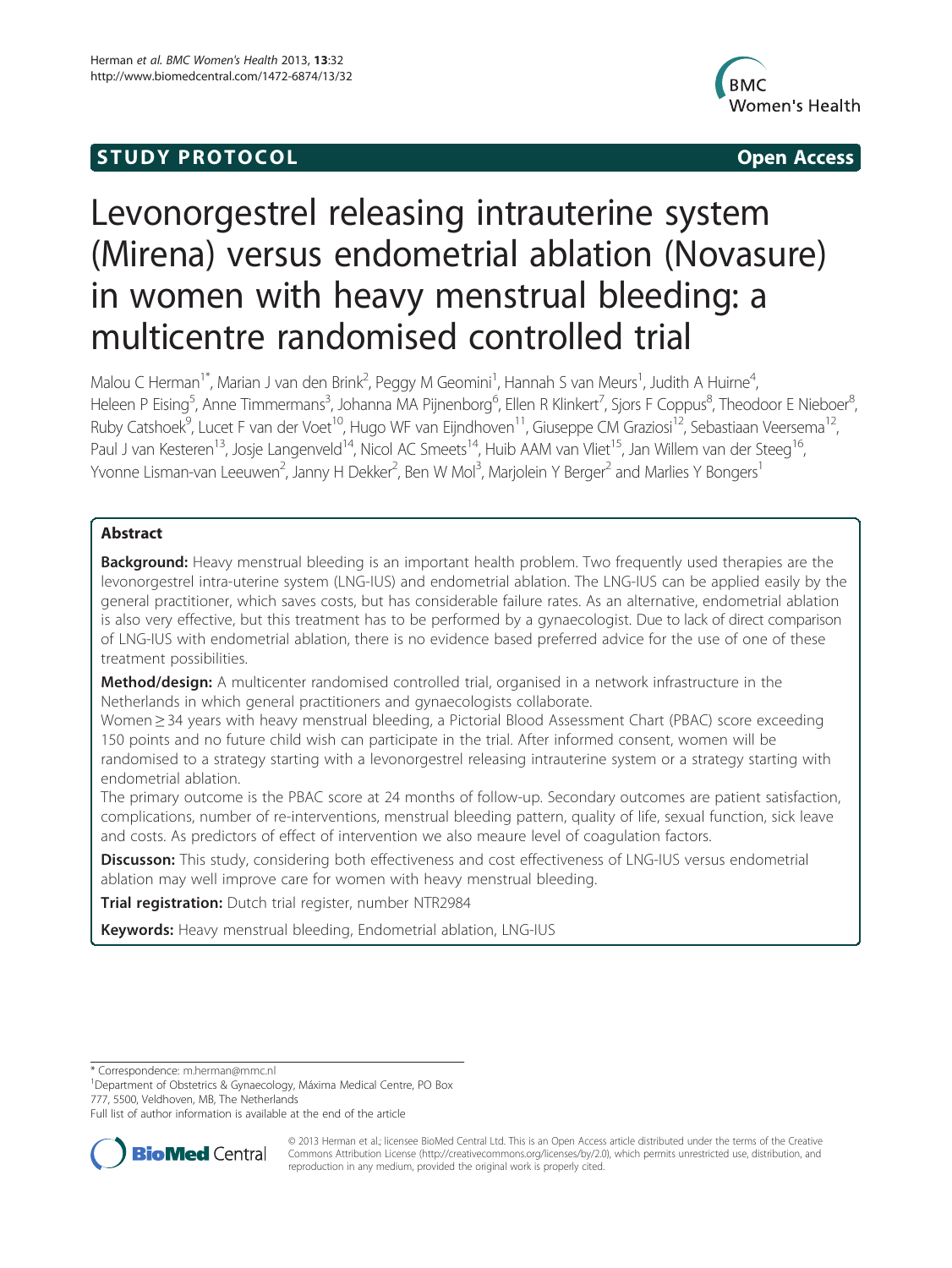**STUDY PROTOCOL** **Open Access**

# Levonorgestrel releasing intrauterine system (Mirena) versus endometrial ablation (Novasure) in women with heavy menstrual bleeding: a multicentre randomised controlled trial

Malou C Herman[1*], Marian J van den Brink[2], Peggy M Geomini[1], Hannah S van Meurs[1], Judith A Huirne[4], Heleen P Eising[5], Anne Timmermans[3], Johanna MA Pijnenborg[6], Ellen R Klinkert[7], Sjors F Coppus[8], Theodoor E Nieboer[8], Ruby Catshoek[9], Lucet F van der Voet[10], Hugo WF van Eijndhoven[11], Giuseppe CM Graziosi[12], Sebastiaan Veersema[12], Paul J van Kesteren[13], Josje Langenveld[14], Nicol AC Smeets[14], Huib AAM van Vliet[15], Jan Willem van der Steeg[16], Yvonne Lisman-van Leeuwen[2], Janny H Dekker[2], Ben W Mol[3], Marjolein Y Berger[2] and Marlies Y Bongers[1]

## Abstract

**Background:** Heavy menstrual bleeding is an important health problem. Two frequently used therapies are the levonorgestrel intra-uterine system (LNG-IUS) and endometrial ablation. The LNG-IUS can be applied easily by the general practitioner, which saves costs, but has considerable failure rates. As an alternative, endometrial ablation is also very effective, but this treatment has to be performed by a gynaecologist. Due to lack of direct comparison of LNG-IUS with endometrial ablation, there is no evidence based preferred advice for the use of one of these treatment possibilities.

**Method/design:** A multicenter randomised controlled trial, organised in a network infrastructure in the Netherlands in which general practitioners and gynaecologists collaborate.

Women ≥ 34 years with heavy menstrual bleeding, a Pictorial Blood Assessment Chart (PBAC) score exceeding 150 points and no future child wish can participate in the trial. After informed consent, women will be randomised to a strategy starting with a levonorgestrel releasing intrauterine system or a strategy starting with endometrial ablation.

The primary outcome is the PBAC score at 24 months of follow-up. Secondary outcomes are patient satisfaction, complications, number of re-interventions, menstrual bleeding pattern, quality of life, sexual function, sick leave and costs. As predictors of effect of intervention we also meaure level of coagulation factors.

**Discusson:** This study, considering both effectiveness and cost effectiveness of LNG-IUS versus endometrial ablation may well improve care for women with heavy menstrual bleeding.

**Trial registration:** Dutch trial register, number NTR2984

**Keywords:** Heavy menstrual bleeding, Endometrial ablation, LNG-IUS

\* Correspondence: m.herman@mmc.nl

[1]Department of Obstetrics & Gynaecology, Máxima Medical Centre, PO Box 777, 5500, Veldhoven, MB, The Netherlands

Full list of author information is available at the end of the article

© 2013 Herman et al.; licensee BioMed Central Ltd. This is an Open Access article distributed under the terms of the Creative Commons Attribution License (http://creativecommons.org/licenses/by/2.0), which permits unrestricted use, distribution, and reproduction in any medium, provided the original work is properly cited.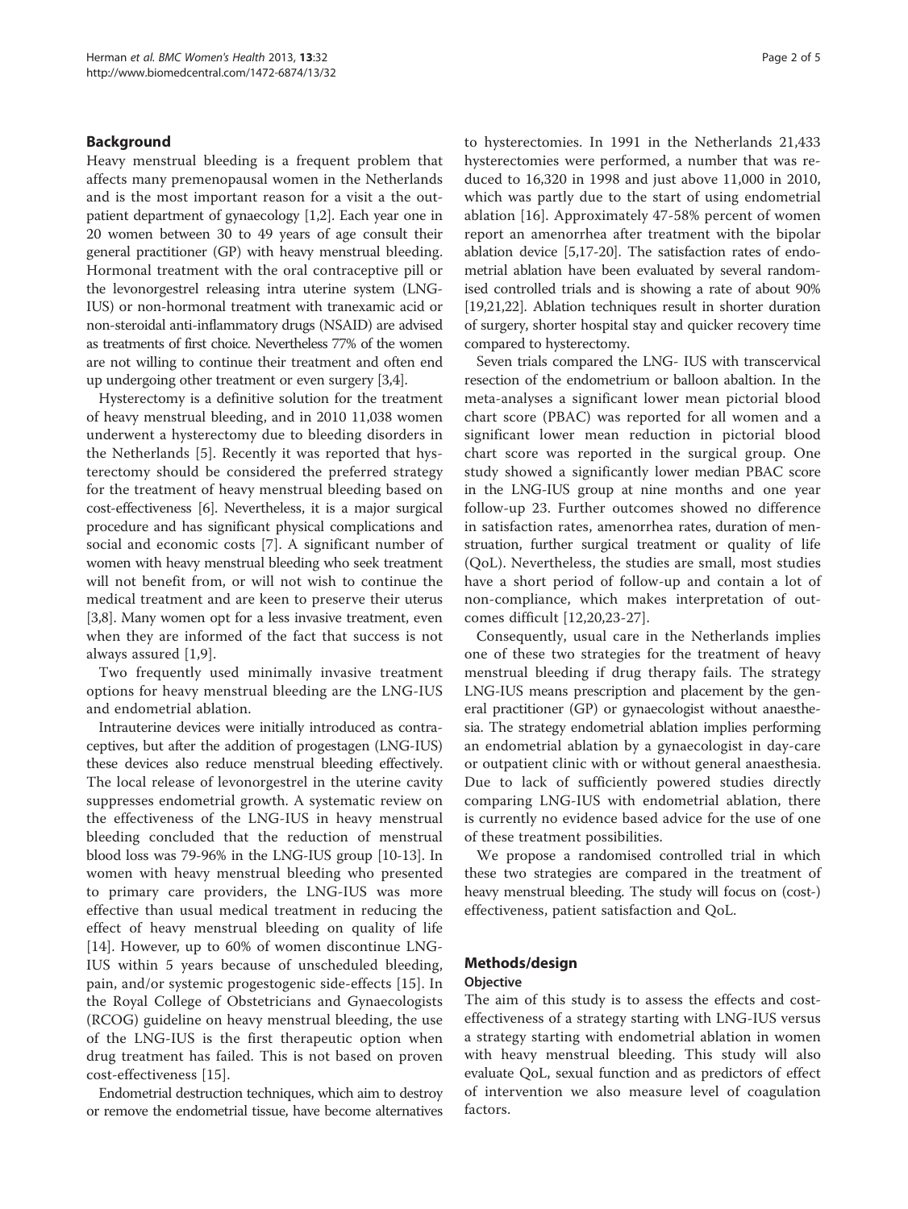## Background

Heavy menstrual bleeding is a frequent problem that affects many premenopausal women in the Netherlands and is the most important reason for a visit a the outpatient department of gynaecology [1,2]. Each year one in 20 women between 30 to 49 years of age consult their general practitioner (GP) with heavy menstrual bleeding. Hormonal treatment with the oral contraceptive pill or the levonorgestrel releasing intra uterine system (LNG-IUS) or non-hormonal treatment with tranexamic acid or non-steroidal anti-inflammatory drugs (NSAID) are advised as treatments of first choice. Nevertheless 77% of the women are not willing to continue their treatment and often end up undergoing other treatment or even surgery [3,4].

Hysterectomy is a definitive solution for the treatment of heavy menstrual bleeding, and in 2010 11,038 women underwent a hysterectomy due to bleeding disorders in the Netherlands [5]. Recently it was reported that hysterectomy should be considered the preferred strategy for the treatment of heavy menstrual bleeding based on cost-effectiveness [6]. Nevertheless, it is a major surgical procedure and has significant physical complications and social and economic costs [7]. A significant number of women with heavy menstrual bleeding who seek treatment will not benefit from, or will not wish to continue the medical treatment and are keen to preserve their uterus [3,8]. Many women opt for a less invasive treatment, even when they are informed of the fact that success is not always assured [1,9].

Two frequently used minimally invasive treatment options for heavy menstrual bleeding are the LNG-IUS and endometrial ablation.

Intrauterine devices were initially introduced as contraceptives, but after the addition of progestagen (LNG-IUS) these devices also reduce menstrual bleeding effectively. The local release of levonorgestrel in the uterine cavity suppresses endometrial growth. A systematic review on the effectiveness of the LNG-IUS in heavy menstrual bleeding concluded that the reduction of menstrual blood loss was 79-96% in the LNG-IUS group [10-13]. In women with heavy menstrual bleeding who presented to primary care providers, the LNG-IUS was more effective than usual medical treatment in reducing the effect of heavy menstrual bleeding on quality of life [14]. However, up to 60% of women discontinue LNG-IUS within 5 years because of unscheduled bleeding, pain, and/or systemic progestogenic side-effects [15]. In the Royal College of Obstetricians and Gynaecologists (RCOG) guideline on heavy menstrual bleeding, the use of the LNG-IUS is the first therapeutic option when drug treatment has failed. This is not based on proven cost-effectiveness [15].

Endometrial destruction techniques, which aim to destroy or remove the endometrial tissue, have become alternatives to hysterectomies. In 1991 in the Netherlands 21,433 hysterectomies were performed, a number that was reduced to 16,320 in 1998 and just above 11,000 in 2010, which was partly due to the start of using endometrial ablation [16]. Approximately 47-58% percent of women report an amenorrhea after treatment with the bipolar ablation device [5,17-20]. The satisfaction rates of endometrial ablation have been evaluated by several randomised controlled trials and is showing a rate of about 90% [19,21,22]. Ablation techniques result in shorter duration of surgery, shorter hospital stay and quicker recovery time compared to hysterectomy.

Seven trials compared the LNG- IUS with transcervical resection of the endometrium or balloon abaltion. In the meta-analyses a significant lower mean pictorial blood chart score (PBAC) was reported for all women and a significant lower mean reduction in pictorial blood chart score was reported in the surgical group. One study showed a significantly lower median PBAC score in the LNG-IUS group at nine months and one year follow-up 23. Further outcomes showed no difference in satisfaction rates, amenorrhea rates, duration of menstruation, further surgical treatment or quality of life (QoL). Nevertheless, the studies are small, most studies have a short period of follow-up and contain a lot of non-compliance, which makes interpretation of outcomes difficult [12,20,23-27].

Consequently, usual care in the Netherlands implies one of these two strategies for the treatment of heavy menstrual bleeding if drug therapy fails. The strategy LNG-IUS means prescription and placement by the general practitioner (GP) or gynaecologist without anaesthesia. The strategy endometrial ablation implies performing an endometrial ablation by a gynaecologist in day-care or outpatient clinic with or without general anaesthesia. Due to lack of sufficiently powered studies directly comparing LNG-IUS with endometrial ablation, there is currently no evidence based advice for the use of one of these treatment possibilities.

We propose a randomised controlled trial in which these two strategies are compared in the treatment of heavy menstrual bleeding. The study will focus on (cost-) effectiveness, patient satisfaction and QoL.

## Methods/design

### Objective

The aim of this study is to assess the effects and cost-effectiveness of a strategy starting with LNG-IUS versus a strategy starting with endometrial ablation in women with heavy menstrual bleeding. This study will also evaluate QoL, sexual function and as predictors of effect of intervention we also measure level of coagulation factors.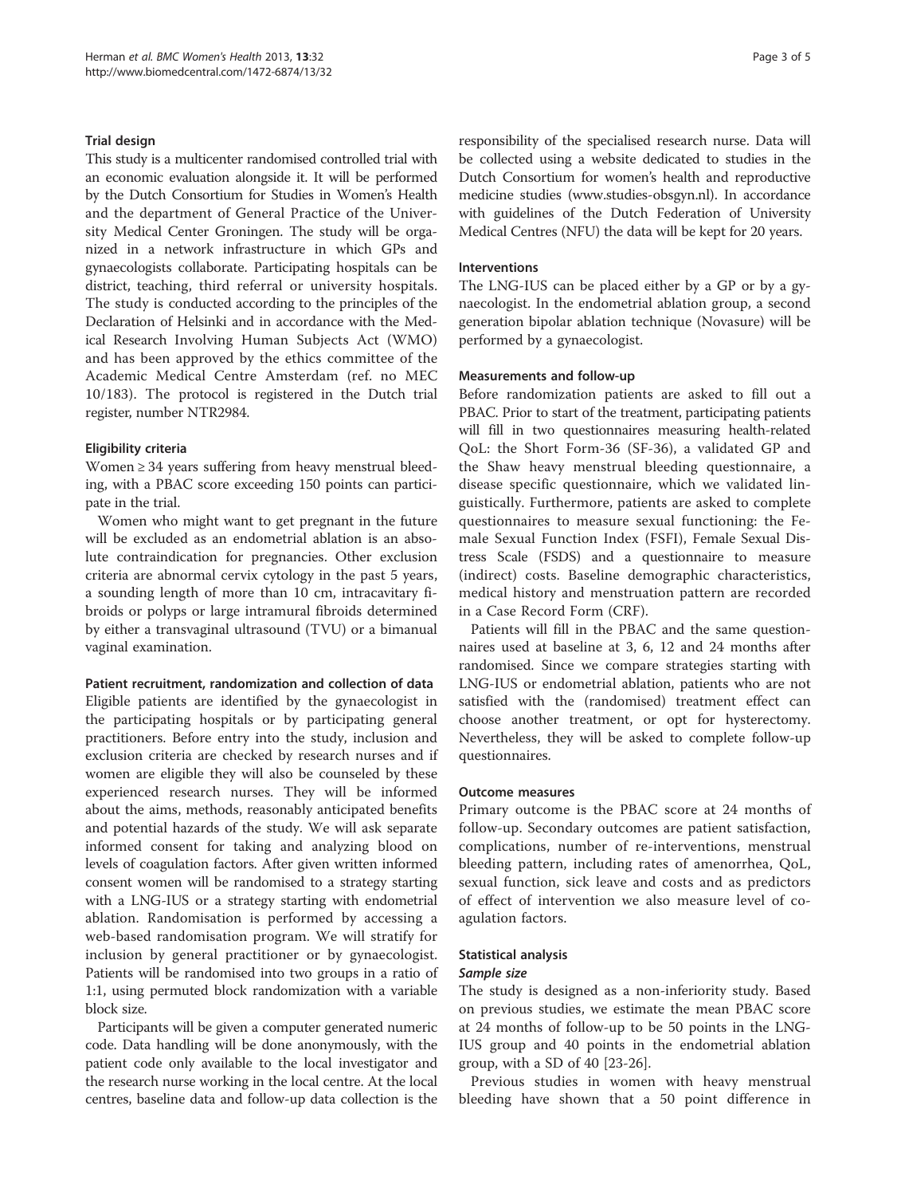### Trial design

This study is a multicenter randomised controlled trial with an economic evaluation alongside it. It will be performed by the Dutch Consortium for Studies in Women's Health and the department of General Practice of the University Medical Center Groningen. The study will be organized in a network infrastructure in which GPs and gynaecologists collaborate. Participating hospitals can be district, teaching, third referral or university hospitals. The study is conducted according to the principles of the Declaration of Helsinki and in accordance with the Medical Research Involving Human Subjects Act (WMO) and has been approved by the ethics committee of the Academic Medical Centre Amsterdam (ref. no MEC 10/183). The protocol is registered in the Dutch trial register, number NTR2984.

### Eligibility criteria

Women ≥ 34 years suffering from heavy menstrual bleeding, with a PBAC score exceeding 150 points can participate in the trial.

Women who might want to get pregnant in the future will be excluded as an endometrial ablation is an absolute contraindication for pregnancies. Other exclusion criteria are abnormal cervix cytology in the past 5 years, a sounding length of more than 10 cm, intracavitary fibroids or polyps or large intramural fibroids determined by either a transvaginal ultrasound (TVU) or a bimanual vaginal examination.

### Patient recruitment, randomization and collection of data

Eligible patients are identified by the gynaecologist in the participating hospitals or by participating general practitioners. Before entry into the study, inclusion and exclusion criteria are checked by research nurses and if women are eligible they will also be counseled by these experienced research nurses. They will be informed about the aims, methods, reasonably anticipated benefits and potential hazards of the study. We will ask separate informed consent for taking and analyzing blood on levels of coagulation factors. After given written informed consent women will be randomised to a strategy starting with a LNG-IUS or a strategy starting with endometrial ablation. Randomisation is performed by accessing a web-based randomisation program. We will stratify for inclusion by general practitioner or by gynaecologist. Patients will be randomised into two groups in a ratio of 1:1, using permuted block randomization with a variable block size.

Participants will be given a computer generated numeric code. Data handling will be done anonymously, with the patient code only available to the local investigator and the research nurse working in the local centre. At the local centres, baseline data and follow-up data collection is the responsibility of the specialised research nurse. Data will be collected using a website dedicated to studies in the Dutch Consortium for women's health and reproductive medicine studies (www.studies-obsgyn.nl). In accordance with guidelines of the Dutch Federation of University Medical Centres (NFU) the data will be kept for 20 years.

### Interventions

The LNG-IUS can be placed either by a GP or by a gynaecologist. In the endometrial ablation group, a second generation bipolar ablation technique (Novasure) will be performed by a gynaecologist.

### Measurements and follow-up

Before randomization patients are asked to fill out a PBAC. Prior to start of the treatment, participating patients will fill in two questionnaires measuring health-related QoL: the Short Form-36 (SF-36), a validated GP and the Shaw heavy menstrual bleeding questionnaire, a disease specific questionnaire, which we validated linguistically. Furthermore, patients are asked to complete questionnaires to measure sexual functioning: the Female Sexual Function Index (FSFI), Female Sexual Distress Scale (FSDS) and a questionnaire to measure (indirect) costs. Baseline demographic characteristics, medical history and menstruation pattern are recorded in a Case Record Form (CRF).

Patients will fill in the PBAC and the same questionnaires used at baseline at 3, 6, 12 and 24 months after randomised. Since we compare strategies starting with LNG-IUS or endometrial ablation, patients who are not satisfied with the (randomised) treatment effect can choose another treatment, or opt for hysterectomy. Nevertheless, they will be asked to complete follow-up questionnaires.

### Outcome measures

Primary outcome is the PBAC score at 24 months of follow-up. Secondary outcomes are patient satisfaction, complications, number of re-interventions, menstrual bleeding pattern, including rates of amenorrhea, QoL, sexual function, sick leave and costs and as predictors of effect of intervention we also measure level of coagulation factors.

### Statistical analysis

#### *Sample size*

The study is designed as a non-inferiority study. Based on previous studies, we estimate the mean PBAC score at 24 months of follow-up to be 50 points in the LNG-IUS group and 40 points in the endometrial ablation group, with a SD of 40 [23-26].

Previous studies in women with heavy menstrual bleeding have shown that a 50 point difference in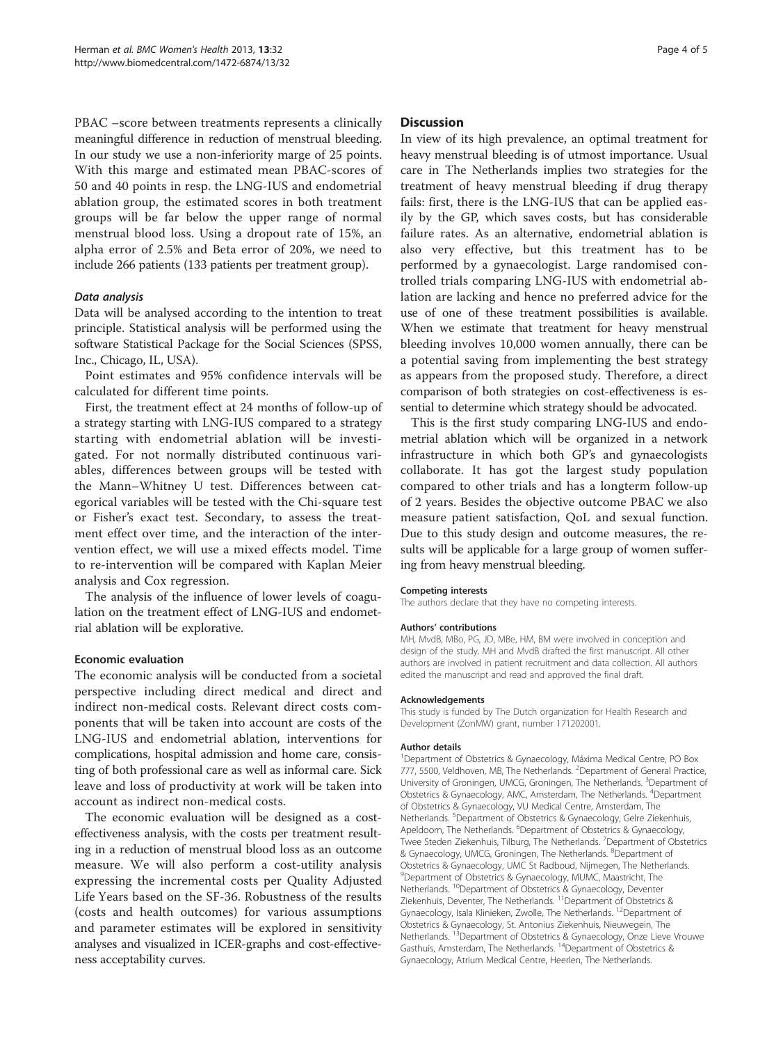PBAC –score between treatments represents a clinically meaningful difference in reduction of menstrual bleeding. In our study we use a non-inferiority marge of 25 points. With this marge and estimated mean PBAC-scores of 50 and 40 points in resp. the LNG-IUS and endometrial ablation group, the estimated scores in both treatment groups will be far below the upper range of normal menstrual blood loss. Using a dropout rate of 15%, an alpha error of 2.5% and Beta error of 20%, we need to include 266 patients (133 patients per treatment group).

#### *Data analysis*

Data will be analysed according to the intention to treat principle. Statistical analysis will be performed using the software Statistical Package for the Social Sciences (SPSS, Inc., Chicago, IL, USA).

Point estimates and 95% confidence intervals will be calculated for different time points.

First, the treatment effect at 24 months of follow-up of a strategy starting with LNG-IUS compared to a strategy starting with endometrial ablation will be investigated. For not normally distributed continuous variables, differences between groups will be tested with the Mann–Whitney U test. Differences between categorical variables will be tested with the Chi-square test or Fisher's exact test. Secondary, to assess the treatment effect over time, and the interaction of the intervention effect, we will use a mixed effects model. Time to re-intervention will be compared with Kaplan Meier analysis and Cox regression.

The analysis of the influence of lower levels of coagulation on the treatment effect of LNG-IUS and endometrial ablation will be explorative.

### Economic evaluation

The economic analysis will be conducted from a societal perspective including direct medical and direct and indirect non-medical costs. Relevant direct costs components that will be taken into account are costs of the LNG-IUS and endometrial ablation, interventions for complications, hospital admission and home care, consisting of both professional care as well as informal care. Sick leave and loss of productivity at work will be taken into account as indirect non-medical costs.

The economic evaluation will be designed as a cost-effectiveness analysis, with the costs per treatment resulting in a reduction of menstrual blood loss as an outcome measure. We will also perform a cost-utility analysis expressing the incremental costs per Quality Adjusted Life Years based on the SF-36. Robustness of the results (costs and health outcomes) for various assumptions and parameter estimates will be explored in sensitivity analyses and visualized in ICER-graphs and cost-effectiveness acceptability curves.

## Discussion

In view of its high prevalence, an optimal treatment for heavy menstrual bleeding is of utmost importance. Usual care in The Netherlands implies two strategies for the treatment of heavy menstrual bleeding if drug therapy fails: first, there is the LNG-IUS that can be applied easily by the GP, which saves costs, but has considerable failure rates. As an alternative, endometrial ablation is also very effective, but this treatment has to be performed by a gynaecologist. Large randomised controlled trials comparing LNG-IUS with endometrial ablation are lacking and hence no preferred advice for the use of one of these treatment possibilities is available. When we estimate that treatment for heavy menstrual bleeding involves 10,000 women annually, there can be a potential saving from implementing the best strategy as appears from the proposed study. Therefore, a direct comparison of both strategies on cost-effectiveness is essential to determine which strategy should be advocated.

This is the first study comparing LNG-IUS and endometrial ablation which will be organized in a network infrastructure in which both GP's and gynaecologists collaborate. It has got the largest study population compared to other trials and has a longterm follow-up of 2 years. Besides the objective outcome PBAC we also measure patient satisfaction, QoL and sexual function. Due to this study design and outcome measures, the results will be applicable for a large group of women suffering from heavy menstrual bleeding.

#### Competing interests

The authors declare that they have no competing interests.

#### Authors' contributions

MH, MvdB, MBo, PG, JD, MBe, HM, BM were involved in conception and design of the study. MH and MvdB drafted the first manuscript. All other authors are involved in patient recruitment and data collection. All authors edited the manuscript and read and approved the final draft.

#### Acknowledgements

This study is funded by The Dutch organization for Health Research and Development (ZonMW) grant, number 171202001.

#### Author details

[1]Department of Obstetrics & Gynaecology, Máxima Medical Centre, PO Box 777, 5500, Veldhoven, MB, The Netherlands. [2]Department of General Practice, University of Groningen, UMCG, Groningen, The Netherlands. [3]Department of Obstetrics & Gynaecology, AMC, Amsterdam, The Netherlands. [4]Department of Obstetrics & Gynaecology, VU Medical Centre, Amsterdam, The Netherlands. [5]Department of Obstetrics & Gynaecology, Gelre Ziekenhuis, Apeldoorn, The Netherlands. [6]Department of Obstetrics & Gynaecology, Twee Steden Ziekenhuis, Tilburg, The Netherlands. [7]Department of Obstetrics & Gynaecology, UMCG, Groningen, The Netherlands. [8]Department of Obstetrics & Gynaecology, UMC St Radboud, Nijmegen, The Netherlands. [9]Department of Obstetrics & Gynaecology, MUMC, Maastricht, The Netherlands. [10]Department of Obstetrics & Gynaecology, Deventer Ziekenhuis, Deventer, The Netherlands. [11]Department of Obstetrics & Gynaecology, Isala Klinieken, Zwolle, The Netherlands. [12]Department of Obstetrics & Gynaecology, St. Antonius Ziekenhuis, Nieuwegein, The Netherlands. [13]Department of Obstetrics & Gynaecology, Onze Lieve Vrouwe Gasthuis, Amsterdam, The Netherlands. [14]Department of Obstetrics & Gynaecology, Atrium Medical Centre, Heerlen, The Netherlands.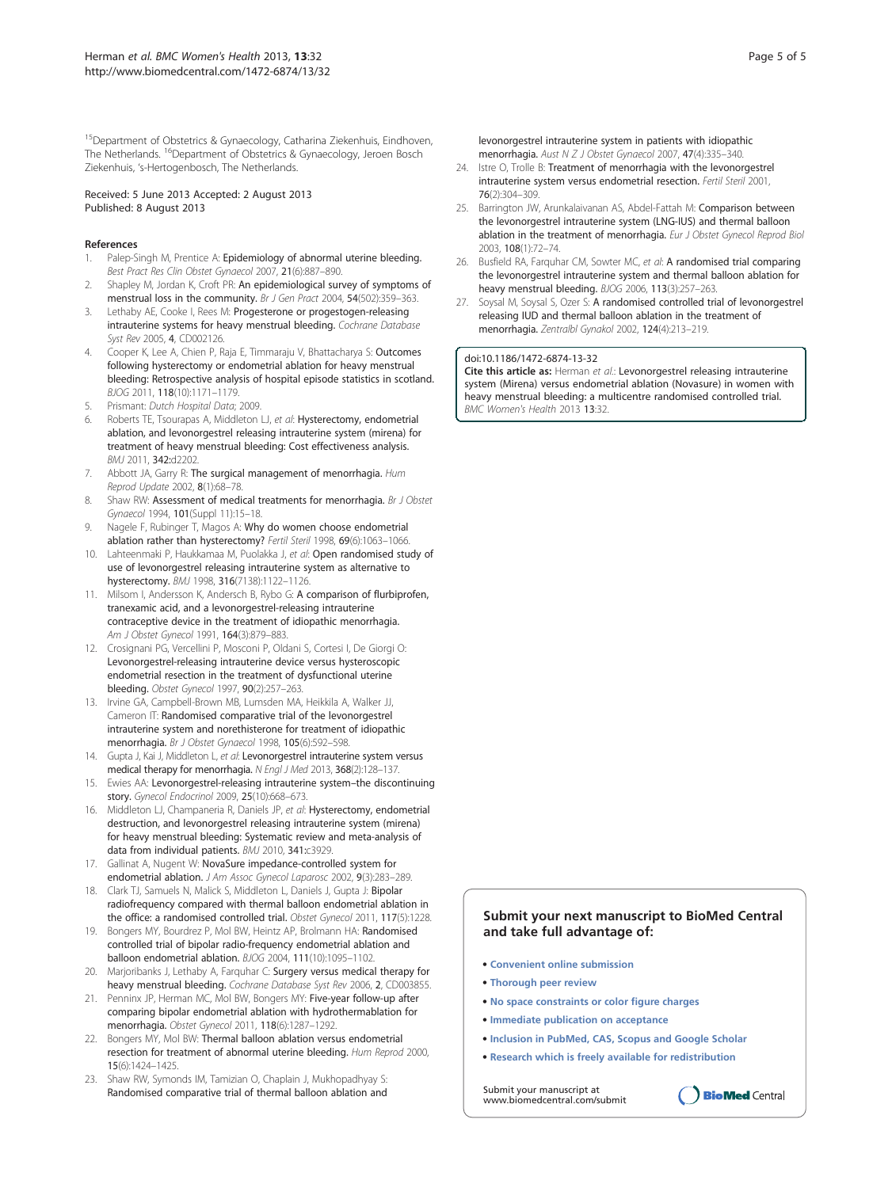[15]Department of Obstetrics & Gynaecology, Catharina Ziekenhuis, Eindhoven, The Netherlands. [16]Department of Obstetrics & Gynaecology, Jeroen Bosch Ziekenhuis, 's-Hertogenbosch, The Netherlands.

Received: 5 June 2013 Accepted: 2 August 2013
Published: 8 August 2013

## References

1. Palep-Singh M, Prentice A: **Epidemiology of abnormal uterine bleeding.** *Best Pract Res Clin Obstet Gynaecol* 2007, **21**(6):887–890.
2. Shapley M, Jordan K, Croft PR: **An epidemiological survey of symptoms of menstrual loss in the community.** *Br J Gen Pract* 2004, **54**(502):359–363.
3. Lethaby AE, Cooke I, Rees M: **Progesterone or progestogen-releasing intrauterine systems for heavy menstrual bleeding.** *Cochrane Database Syst Rev* 2005, **4**, CD002126.
4. Cooper K, Lee A, Chien P, Raja E, Timmaraju V, Bhattacharya S: **Outcomes following hysterectomy or endometrial ablation for heavy menstrual bleeding: Retrospective analysis of hospital episode statistics in scotland.** *BJOG* 2011, **118**(10):1171–1179.
5. Prismant: *Dutch Hospital Data*; 2009.
6. Roberts TE, Tsourapas A, Middleton LJ, *et al*: **Hysterectomy, endometrial ablation, and levonorgestrel releasing intrauterine system (mirena) for treatment of heavy menstrual bleeding: Cost effectiveness analysis.** *BMJ* 2011, **342**:d2202.
7. Abbott JA, Garry R: **The surgical management of menorrhagia.** *Hum Reprod Update* 2002, **8**(1):68–78.
8. Shaw RW: **Assessment of medical treatments for menorrhagia.** *Br J Obstet Gynaecol* 1994, **101**(Suppl 11):15–18.
9. Nagele F, Rubinger T, Magos A: **Why do women choose endometrial ablation rather than hysterectomy?** *Fertil Steril* 1998, **69**(6):1063–1066.
10. Lahteenmaki P, Haukkamaa M, Puolakka J, *et al*: **Open randomised study of use of levonorgestrel releasing intrauterine system as alternative to hysterectomy.** *BMJ* 1998, **316**(7138):1122–1126.
11. Milsom I, Andersson K, Andersch B, Rybo G: **A comparison of flurbiprofen, tranexamic acid, and a levonorgestrel-releasing intrauterine contraceptive device in the treatment of idiopathic menorrhagia.** *Am J Obstet Gynecol* 1991, **164**(3):879–883.
12. Crosignani PG, Vercellini P, Mosconi P, Oldani S, Cortesi I, De Giorgi O: **Levonorgestrel-releasing intrauterine device versus hysteroscopic endometrial resection in the treatment of dysfunctional uterine bleeding.** *Obstet Gynecol* 1997, **90**(2):257–263.
13. Irvine GA, Campbell-Brown MB, Lumsden MA, Heikkila A, Walker JJ, Cameron IT: **Randomised comparative trial of the levonorgestrel intrauterine system and norethisterone for treatment of idiopathic menorrhagia.** *Br J Obstet Gynaecol* 1998, **105**(6):592–598.
14. Gupta J, Kai J, Middleton L, *et al*: **Levonorgestrel intrauterine system versus medical therapy for menorrhagia.** *N Engl J Med* 2013, **368**(2):128–137.
15. Ewies AA: **Levonorgestrel-releasing intrauterine system–the discontinuing story.** *Gynecol Endocrinol* 2009, **25**(10):668–673.
16. Middleton LJ, Champaneria R, Daniels JP, *et al*: **Hysterectomy, endometrial destruction, and levonorgestrel releasing intrauterine system (mirena) for heavy menstrual bleeding: Systematic review and meta-analysis of data from individual patients.** *BMJ* 2010, **341**:c3929.
17. Gallinat A, Nugent W: **NovaSure impedance-controlled system for endometrial ablation.** *J Am Assoc Gynecol Laparosc* 2002, **9**(3):283–289.
18. Clark TJ, Samuels N, Malick S, Middleton L, Daniels J, Gupta J: **Bipolar radiofrequency compared with thermal balloon endometrial ablation in the office: a randomised controlled trial.** *Obstet Gynecol* 2011, **117**(5):1228.
19. Bongers MY, Bourdrez P, Mol BW, Heintz AP, Brolmann HA: **Randomised controlled trial of bipolar radio-frequency endometrial ablation and balloon endometrial ablation.** *BJOG* 2004, **111**(10):1095–1102.
20. Marjoribanks J, Lethaby A, Farquhar C: **Surgery versus medical therapy for heavy menstrual bleeding.** *Cochrane Database Syst Rev* 2006, **2**, CD003855.
21. Penninx JP, Herman MC, Mol BW, Bongers MY: **Five-year follow-up after comparing bipolar endometrial ablation with hydrothermablation for menorrhagia.** *Obstet Gynecol* 2011, **118**(6):1287–1292.
22. Bongers MY, Mol BW: **Thermal balloon ablation versus endometrial resection for treatment of abnormal uterine bleeding.** *Hum Reprod* 2000, **15**(6):1424–1425.
23. Shaw RW, Symonds IM, Tamizian O, Chaplain J, Mukhopadhyay S: **Randomised comparative trial of thermal balloon ablation and levonorgestrel intrauterine system in patients with idiopathic menorrhagia.** *Aust N Z J Obstet Gynaecol* 2007, **47**(4):335–340.
24. Istre O, Trolle B: **Treatment of menorrhagia with the levonorgestrel intrauterine system versus endometrial resection.** *Fertil Steril* 2001, **76**(2):304–309.
25. Barrington JW, Arunkalaivanan AS, Abdel-Fattah M: **Comparison between the levonorgestrel intrauterine system (LNG-IUS) and thermal balloon ablation in the treatment of menorrhagia.** *Eur J Obstet Gynecol Reprod Biol* 2003, **108**(1):72–74.
26. Busfield RA, Farquhar CM, Sowter MC, *et al*: **A randomised trial comparing the levonorgestrel intrauterine system and thermal balloon ablation for heavy menstrual bleeding.** *BJOG* 2006, **113**(3):257–263.
27. Soysal M, Soysal S, Ozer S: **A randomised controlled trial of levonorgestrel releasing IUD and thermal balloon ablation in the treatment of menorrhagia.** *Zentralbl Gynakol* 2002, **124**(4):213–219.

doi:10.1186/1472-6874-13-32
**Cite this article as:** Herman *et al.*: Levonorgestrel releasing intrauterine system (Mirena) versus endometrial ablation (Novasure) in women with heavy menstrual bleeding: a multicentre randomised controlled trial. *BMC Women's Health* 2013 **13**:32.

**Submit your next manuscript to BioMed Central and take full advantage of:**

- **Convenient online submission**
- **Thorough peer review**
- **No space constraints or color figure charges**
- **Immediate publication on acceptance**
- **Inclusion in PubMed, CAS, Scopus and Google Scholar**
- **Research which is freely available for redistribution**

Submit your manuscript at
www.biomedcentral.com/submit

BioMed Central